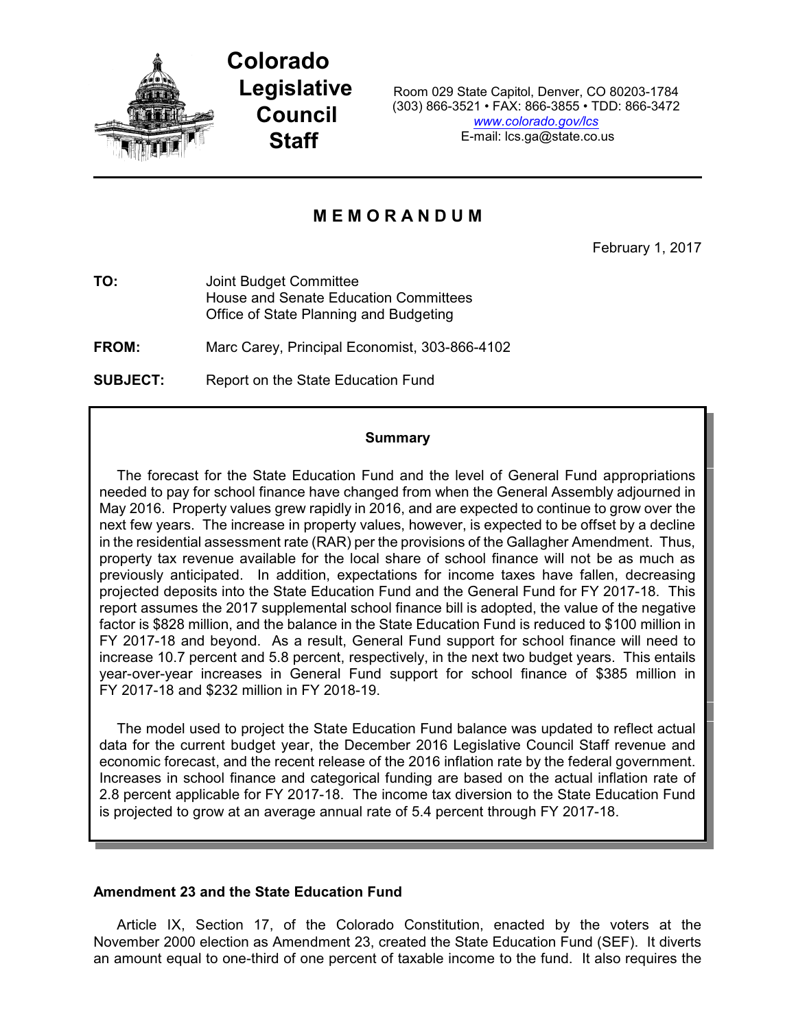# Colorado Legislative Council Staff

Room 029 State Capitol, Denver, CO 80203-1784
(303) 866-3521 • FAX: 866-3855 • TDD: 866-3472
www.colorado.gov/lcs
E-mail: lcs.ga@state.co.us

## MEMORANDUM

February 1, 2017

**TO:** Joint Budget Committee
House and Senate Education Committees
Office of State Planning and Budgeting

**FROM:** Marc Carey, Principal Economist, 303-866-4102

**SUBJECT:** Report on the State Education Fund

**Summary**

The forecast for the State Education Fund and the level of General Fund appropriations needed to pay for school finance have changed from when the General Assembly adjourned in May 2016. Property values grew rapidly in 2016, and are expected to continue to grow over the next few years. The increase in property values, however, is expected to be offset by a decline in the residential assessment rate (RAR) per the provisions of the Gallagher Amendment. Thus, property tax revenue available for the local share of school finance will not be as much as previously anticipated. In addition, expectations for income taxes have fallen, decreasing projected deposits into the State Education Fund and the General Fund for FY 2017-18. This report assumes the 2017 supplemental school finance bill is adopted, the value of the negative factor is $828 million, and the balance in the State Education Fund is reduced to $100 million in FY 2017-18 and beyond. As a result, General Fund support for school finance will need to increase 10.7 percent and 5.8 percent, respectively, in the next two budget years. This entails year-over-year increases in General Fund support for school finance of $385 million in FY 2017-18 and $232 million in FY 2018-19.

The model used to project the State Education Fund balance was updated to reflect actual data for the current budget year, the December 2016 Legislative Council Staff revenue and economic forecast, and the recent release of the 2016 inflation rate by the federal government. Increases in school finance and categorical funding are based on the actual inflation rate of 2.8 percent applicable for FY 2017-18. The income tax diversion to the State Education Fund is projected to grow at an average annual rate of 5.4 percent through FY 2017-18.

### Amendment 23 and the State Education Fund

Article IX, Section 17, of the Colorado Constitution, enacted by the voters at the November 2000 election as Amendment 23, created the State Education Fund (SEF). It diverts an amount equal to one-third of one percent of taxable income to the fund. It also requires the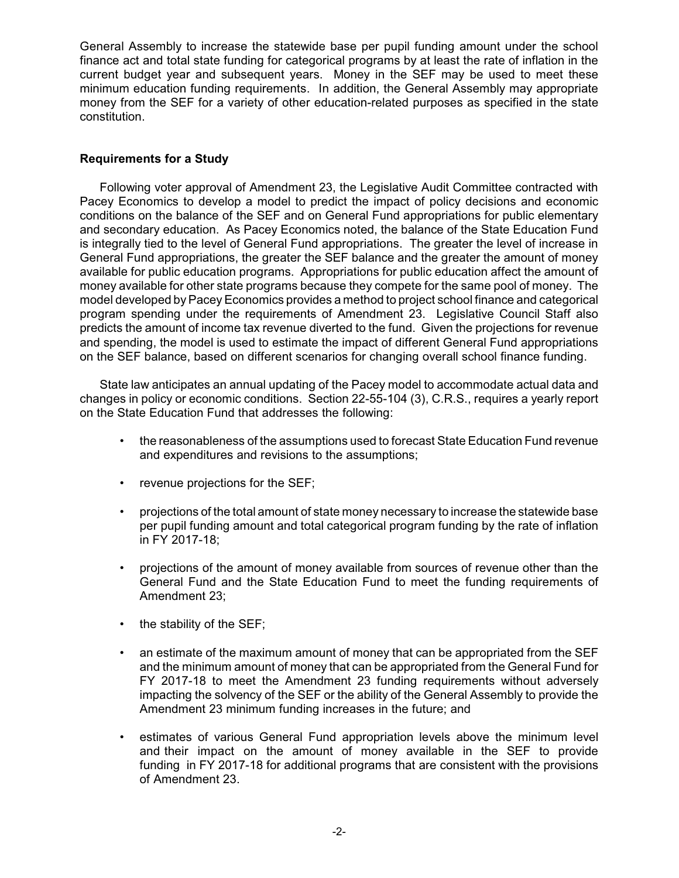General Assembly to increase the statewide base per pupil funding amount under the school finance act and total state funding for categorical programs by at least the rate of inflation in the current budget year and subsequent years. Money in the SEF may be used to meet these minimum education funding requirements. In addition, the General Assembly may appropriate money from the SEF for a variety of other education-related purposes as specified in the state constitution.

### Requirements for a Study

Following voter approval of Amendment 23, the Legislative Audit Committee contracted with Pacey Economics to develop a model to predict the impact of policy decisions and economic conditions on the balance of the SEF and on General Fund appropriations for public elementary and secondary education. As Pacey Economics noted, the balance of the State Education Fund is integrally tied to the level of General Fund appropriations. The greater the level of increase in General Fund appropriations, the greater the SEF balance and the greater the amount of money available for public education programs. Appropriations for public education affect the amount of money available for other state programs because they compete for the same pool of money. The model developed by Pacey Economics provides a method to project school finance and categorical program spending under the requirements of Amendment 23. Legislative Council Staff also predicts the amount of income tax revenue diverted to the fund. Given the projections for revenue and spending, the model is used to estimate the impact of different General Fund appropriations on the SEF balance, based on different scenarios for changing overall school finance funding.

State law anticipates an annual updating of the Pacey model to accommodate actual data and changes in policy or economic conditions. Section 22-55-104 (3), C.R.S., requires a yearly report on the State Education Fund that addresses the following:

- the reasonableness of the assumptions used to forecast State Education Fund revenue and expenditures and revisions to the assumptions;
- revenue projections for the SEF;
- projections of the total amount of state money necessary to increase the statewide base per pupil funding amount and total categorical program funding by the rate of inflation in FY 2017-18;
- projections of the amount of money available from sources of revenue other than the General Fund and the State Education Fund to meet the funding requirements of Amendment 23;
- the stability of the SEF;
- an estimate of the maximum amount of money that can be appropriated from the SEF and the minimum amount of money that can be appropriated from the General Fund for FY 2017-18 to meet the Amendment 23 funding requirements without adversely impacting the solvency of the SEF or the ability of the General Assembly to provide the Amendment 23 minimum funding increases in the future; and
- estimates of various General Fund appropriation levels above the minimum level and their impact on the amount of money available in the SEF to provide funding in FY 2017-18 for additional programs that are consistent with the provisions of Amendment 23.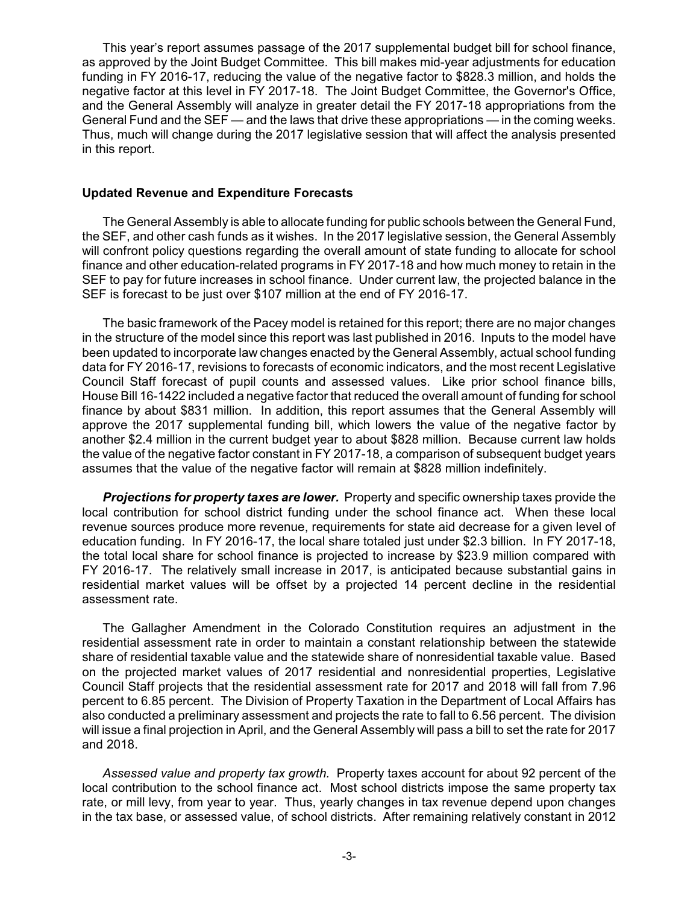This year's report assumes passage of the 2017 supplemental budget bill for school finance, as approved by the Joint Budget Committee. This bill makes mid-year adjustments for education funding in FY 2016-17, reducing the value of the negative factor to $828.3 million, and holds the negative factor at this level in FY 2017-18. The Joint Budget Committee, the Governor's Office, and the General Assembly will analyze in greater detail the FY 2017-18 appropriations from the General Fund and the SEF — and the laws that drive these appropriations — in the coming weeks. Thus, much will change during the 2017 legislative session that will affect the analysis presented in this report.

### Updated Revenue and Expenditure Forecasts

The General Assembly is able to allocate funding for public schools between the General Fund, the SEF, and other cash funds as it wishes. In the 2017 legislative session, the General Assembly will confront policy questions regarding the overall amount of state funding to allocate for school finance and other education-related programs in FY 2017-18 and how much money to retain in the SEF to pay for future increases in school finance. Under current law, the projected balance in the SEF is forecast to be just over $107 million at the end of FY 2016-17.

The basic framework of the Pacey model is retained for this report; there are no major changes in the structure of the model since this report was last published in 2016. Inputs to the model have been updated to incorporate law changes enacted by the General Assembly, actual school funding data for FY 2016-17, revisions to forecasts of economic indicators, and the most recent Legislative Council Staff forecast of pupil counts and assessed values. Like prior school finance bills, House Bill 16-1422 included a negative factor that reduced the overall amount of funding for school finance by about $831 million. In addition, this report assumes that the General Assembly will approve the 2017 supplemental funding bill, which lowers the value of the negative factor by another $2.4 million in the current budget year to about $828 million. Because current law holds the value of the negative factor constant in FY 2017-18, a comparison of subsequent budget years assumes that the value of the negative factor will remain at $828 million indefinitely.

***Projections for property taxes are lower.*** Property and specific ownership taxes provide the local contribution for school district funding under the school finance act. When these local revenue sources produce more revenue, requirements for state aid decrease for a given level of education funding. In FY 2016-17, the local share totaled just under $2.3 billion. In FY 2017-18, the total local share for school finance is projected to increase by $23.9 million compared with FY 2016-17. The relatively small increase in 2017, is anticipated because substantial gains in residential market values will be offset by a projected 14 percent decline in the residential assessment rate.

The Gallagher Amendment in the Colorado Constitution requires an adjustment in the residential assessment rate in order to maintain a constant relationship between the statewide share of residential taxable value and the statewide share of nonresidential taxable value. Based on the projected market values of 2017 residential and nonresidential properties, Legislative Council Staff projects that the residential assessment rate for 2017 and 2018 will fall from 7.96 percent to 6.85 percent. The Division of Property Taxation in the Department of Local Affairs has also conducted a preliminary assessment and projects the rate to fall to 6.56 percent. The division will issue a final projection in April, and the General Assembly will pass a bill to set the rate for 2017 and 2018.

*Assessed value and property tax growth.* Property taxes account for about 92 percent of the local contribution to the school finance act. Most school districts impose the same property tax rate, or mill levy, from year to year. Thus, yearly changes in tax revenue depend upon changes in the tax base, or assessed value, of school districts. After remaining relatively constant in 2012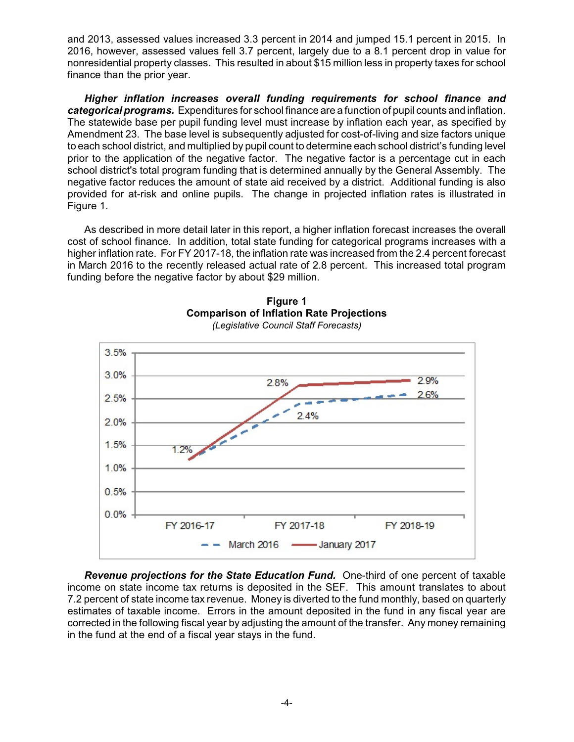and 2013, assessed values increased 3.3 percent in 2014 and jumped 15.1 percent in 2015. In 2016, however, assessed values fell 3.7 percent, largely due to a 8.1 percent drop in value for nonresidential property classes. This resulted in about $15 million less in property taxes for school finance than the prior year.

***Higher inflation increases overall funding requirements for school finance and categorical programs.*** Expenditures for school finance are a function of pupil counts and inflation. The statewide base per pupil funding level must increase by inflation each year, as specified by Amendment 23. The base level is subsequently adjusted for cost-of-living and size factors unique to each school district, and multiplied by pupil count to determine each school district's funding level prior to the application of the negative factor. The negative factor is a percentage cut in each school district's total program funding that is determined annually by the General Assembly. The negative factor reduces the amount of state aid received by a district. Additional funding is also provided for at-risk and online pupils. The change in projected inflation rates is illustrated in Figure 1.

As described in more detail later in this report, a higher inflation forecast increases the overall cost of school finance. In addition, total state funding for categorical programs increases with a higher inflation rate. For FY 2017-18, the inflation rate was increased from the 2.4 percent forecast in March 2016 to the recently released actual rate of 2.8 percent. This increased total program funding before the negative factor by about $29 million.

**Figure 1**
**Comparison of Inflation Rate Projections**
*(Legislative Council Staff Forecasts)*

| | FY 2016-17 | FY 2017-18 | FY 2018-19 |
|---|---|---|---|
| March 2016 | 1.2% | 2.4% | 2.6% |
| January 2017 | 1.2% | 2.8% | 2.9% |

***Revenue projections for the State Education Fund.*** One-third of one percent of taxable income on state income tax returns is deposited in the SEF. This amount translates to about 7.2 percent of state income tax revenue. Money is diverted to the fund monthly, based on quarterly estimates of taxable income. Errors in the amount deposited in the fund in any fiscal year are corrected in the following fiscal year by adjusting the amount of the transfer. Any money remaining in the fund at the end of a fiscal year stays in the fund.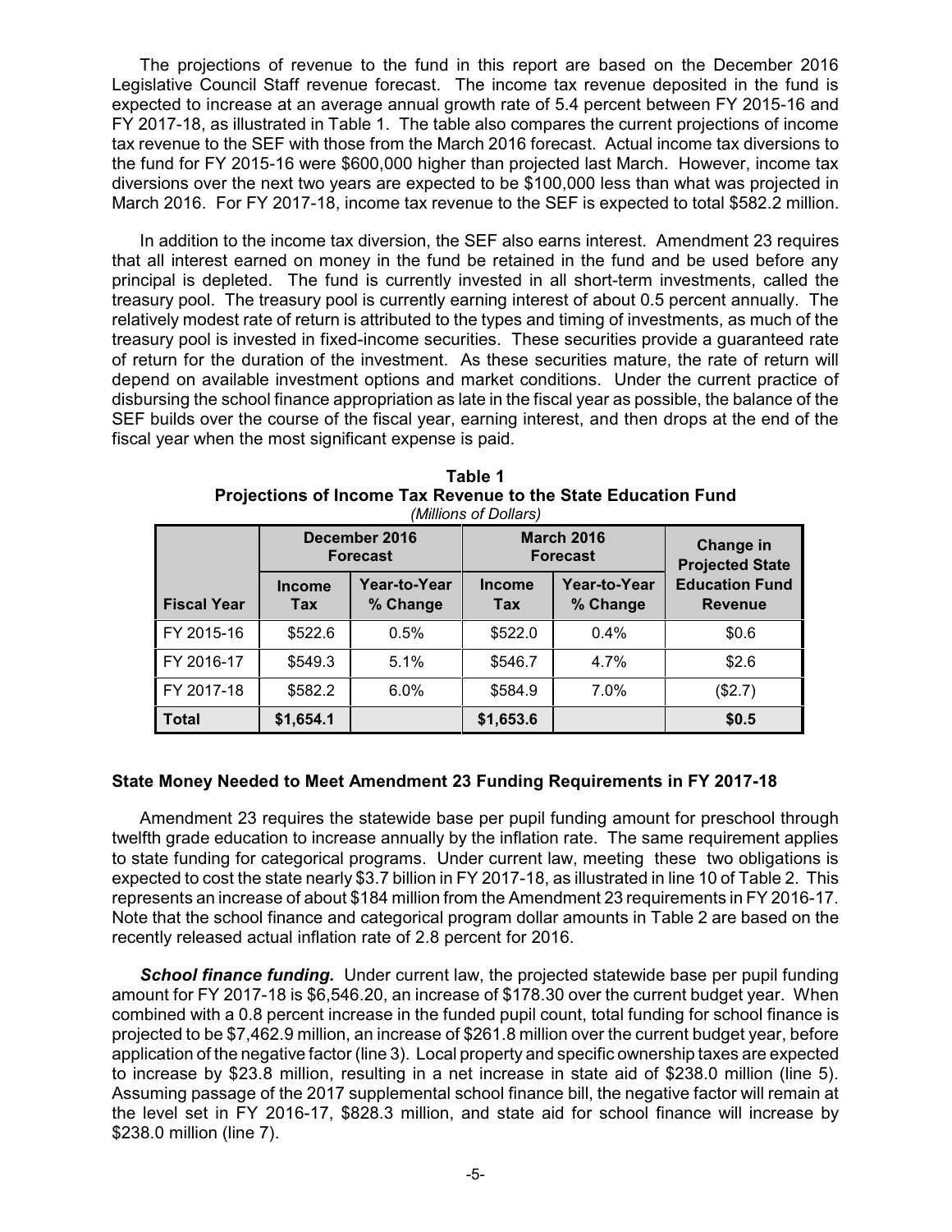The projections of revenue to the fund in this report are based on the December 2016 Legislative Council Staff revenue forecast. The income tax revenue deposited in the fund is expected to increase at an average annual growth rate of 5.4 percent between FY 2015-16 and FY 2017-18, as illustrated in Table 1. The table also compares the current projections of income tax revenue to the SEF with those from the March 2016 forecast. Actual income tax diversions to the fund for FY 2015-16 were $600,000 higher than projected last March. However, income tax diversions over the next two years are expected to be $100,000 less than what was projected in March 2016. For FY 2017-18, income tax revenue to the SEF is expected to total $582.2 million.

In addition to the income tax diversion, the SEF also earns interest. Amendment 23 requires that all interest earned on money in the fund be retained in the fund and be used before any principal is depleted. The fund is currently invested in all short-term investments, called the treasury pool. The treasury pool is currently earning interest of about 0.5 percent annually. The relatively modest rate of return is attributed to the types and timing of investments, as much of the treasury pool is invested in fixed-income securities. These securities provide a guaranteed rate of return for the duration of the investment. As these securities mature, the rate of return will depend on available investment options and market conditions. Under the current practice of disbursing the school finance appropriation as late in the fiscal year as possible, the balance of the SEF builds over the course of the fiscal year, earning interest, and then drops at the end of the fiscal year when the most significant expense is paid.

**Table 1**
**Projections of Income Tax Revenue to the State Education Fund**
*(Millions of Dollars)*

| | December 2016 Forecast | | March 2016 Forecast | | Change in Projected State Education Fund Revenue |
|---|---|---|---|---|---|
| **Fiscal Year** | **Income Tax** | **Year-to-Year % Change** | **Income Tax** | **Year-to-Year % Change** | |
| FY 2015-16 | $522.6 | 0.5% | $522.0 | 0.4% | $0.6 |
| FY 2016-17 | $549.3 | 5.1% | $546.7 | 4.7% | $2.6 |
| FY 2017-18 | $582.2 | 6.0% | $584.9 | 7.0% | ($2.7) |
| **Total** | **$1,654.1** | | **$1,653.6** | | **$0.5** |

### State Money Needed to Meet Amendment 23 Funding Requirements in FY 2017-18

Amendment 23 requires the statewide base per pupil funding amount for preschool through twelfth grade education to increase annually by the inflation rate. The same requirement applies to state funding for categorical programs. Under current law, meeting these two obligations is expected to cost the state nearly $3.7 billion in FY 2017-18, as illustrated in line 10 of Table 2. This represents an increase of about $184 million from the Amendment 23 requirements in FY 2016-17. Note that the school finance and categorical program dollar amounts in Table 2 are based on the recently released actual inflation rate of 2.8 percent for 2016.

***School finance funding.*** Under current law, the projected statewide base per pupil funding amount for FY 2017-18 is $6,546.20, an increase of $178.30 over the current budget year. When combined with a 0.8 percent increase in the funded pupil count, total funding for school finance is projected to be $7,462.9 million, an increase of $261.8 million over the current budget year, before application of the negative factor (line 3). Local property and specific ownership taxes are expected to increase by $23.8 million, resulting in a net increase in state aid of $238.0 million (line 5). Assuming passage of the 2017 supplemental school finance bill, the negative factor will remain at the level set in FY 2016-17, $828.3 million, and state aid for school finance will increase by $238.0 million (line 7).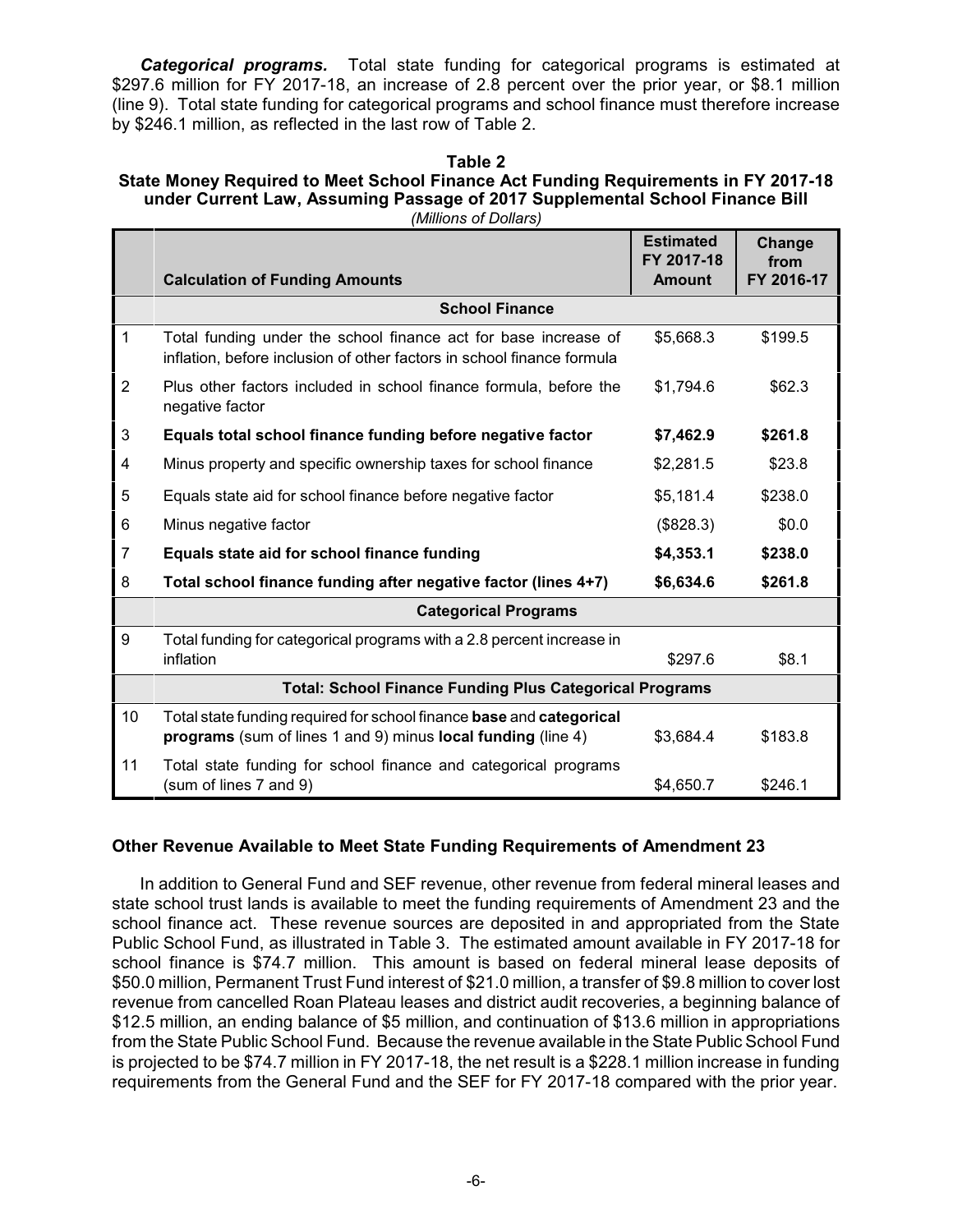***Categorical programs.*** Total state funding for categorical programs is estimated at $297.6 million for FY 2017-18, an increase of 2.8 percent over the prior year, or $8.1 million (line 9). Total state funding for categorical programs and school finance must therefore increase by $246.1 million, as reflected in the last row of Table 2.

**Table 2**
**State Money Required to Meet School Finance Act Funding Requirements in FY 2017-18 under Current Law, Assuming Passage of 2017 Supplemental School Finance Bill**
*(Millions of Dollars)*

| | Calculation of Funding Amounts | Estimated FY 2017-18 Amount | Change from FY 2016-17 |
|---|---|---|---|
| | **School Finance** | | |
| 1 | Total funding under the school finance act for base increase of inflation, before inclusion of other factors in school finance formula | $5,668.3 | $199.5 |
| 2 | Plus other factors included in school finance formula, before the negative factor | $1,794.6 | $62.3 |
| 3 | **Equals total school finance funding before negative factor** | **$7,462.9** | **$261.8** |
| 4 | Minus property and specific ownership taxes for school finance | $2,281.5 | $23.8 |
| 5 | Equals state aid for school finance before negative factor | $5,181.4 | $238.0 |
| 6 | Minus negative factor | ($828.3) | $0.0 |
| 7 | **Equals state aid for school finance funding** | **$4,353.1** | **$238.0** |
| 8 | **Total school finance funding after negative factor (lines 4+7)** | **$6,634.6** | **$261.8** |
| | **Categorical Programs** | | |
| 9 | Total funding for categorical programs with a 2.8 percent increase in inflation | $297.6 | $8.1 |
| | **Total: School Finance Funding Plus Categorical Programs** | | |
| 10 | Total state funding required for school finance **base** and **categorical programs** (sum of lines 1 and 9) minus **local funding** (line 4) | $3,684.4 | $183.8 |
| 11 | Total state funding for school finance and categorical programs (sum of lines 7 and 9) | $4,650.7 | $246.1 |

## Other Revenue Available to Meet State Funding Requirements of Amendment 23

In addition to General Fund and SEF revenue, other revenue from federal mineral leases and state school trust lands is available to meet the funding requirements of Amendment 23 and the school finance act. These revenue sources are deposited in and appropriated from the State Public School Fund, as illustrated in Table 3. The estimated amount available in FY 2017-18 for school finance is $74.7 million. This amount is based on federal mineral lease deposits of $50.0 million, Permanent Trust Fund interest of $21.0 million, a transfer of $9.8 million to cover lost revenue from cancelled Roan Plateau leases and district audit recoveries, a beginning balance of $12.5 million, an ending balance of $5 million, and continuation of $13.6 million in appropriations from the State Public School Fund. Because the revenue available in the State Public School Fund is projected to be $74.7 million in FY 2017-18, the net result is a $228.1 million increase in funding requirements from the General Fund and the SEF for FY 2017-18 compared with the prior year.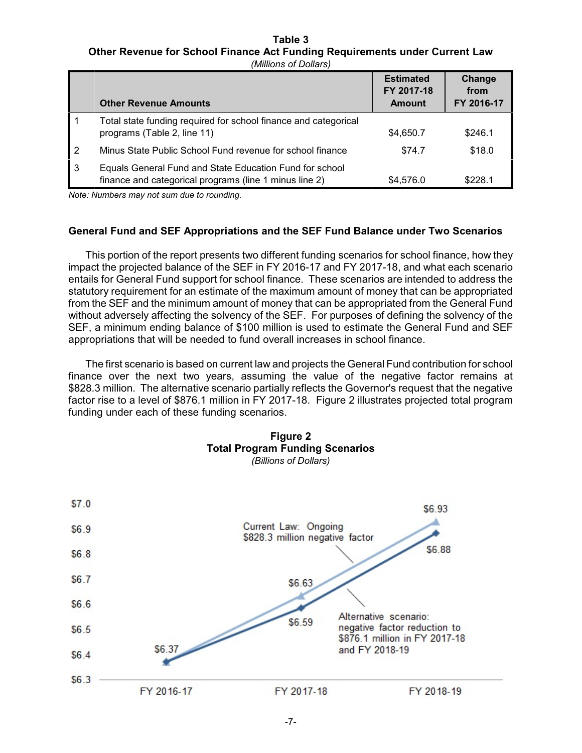**Table 3**
**Other Revenue for School Finance Act Funding Requirements under Current Law**
*(Millions of Dollars)*

| | Other Revenue Amounts | Estimated FY 2017-18 Amount | Change from FY 2016-17 |
|---|---|---|---|
| 1 | Total state funding required for school finance and categorical programs (Table 2, line 11) | $4,650.7 | $246.1 |
| 2 | Minus State Public School Fund revenue for school finance | $74.7 | $18.0 |
| 3 | Equals General Fund and State Education Fund for school finance and categorical programs (line 1 minus line 2) | $4,576.0 | $228.1 |

*Note: Numbers may not sum due to rounding.*

**General Fund and SEF Appropriations and the SEF Fund Balance under Two Scenarios**

This portion of the report presents two different funding scenarios for school finance, how they impact the projected balance of the SEF in FY 2016-17 and FY 2017-18, and what each scenario entails for General Fund support for school finance. These scenarios are intended to address the statutory requirement for an estimate of the maximum amount of money that can be appropriated from the SEF and the minimum amount of money that can be appropriated from the General Fund without adversely affecting the solvency of the SEF. For purposes of defining the solvency of the SEF, a minimum ending balance of $100 million is used to estimate the General Fund and SEF appropriations that will be needed to fund overall increases in school finance.

The first scenario is based on current law and projects the General Fund contribution for school finance over the next two years, assuming the value of the negative factor remains at $828.3 million. The alternative scenario partially reflects the Governor's request that the negative factor rise to a level of $876.1 million in FY 2017-18. Figure 2 illustrates projected total program funding under each of these funding scenarios.

**Figure 2**
**Total Program Funding Scenarios**
*(Billions of Dollars)*

| | FY 2016-17 | FY 2017-18 | FY 2018-19 |
|---|---|---|---|
| Current Law: Ongoing $828.3 million negative factor | $6.37 | $6.63 | $6.93 |
| Alternative scenario: negative factor reduction to $876.1 million in FY 2017-18 and FY 2018-19 | $6.37 | $6.59 | $6.88 |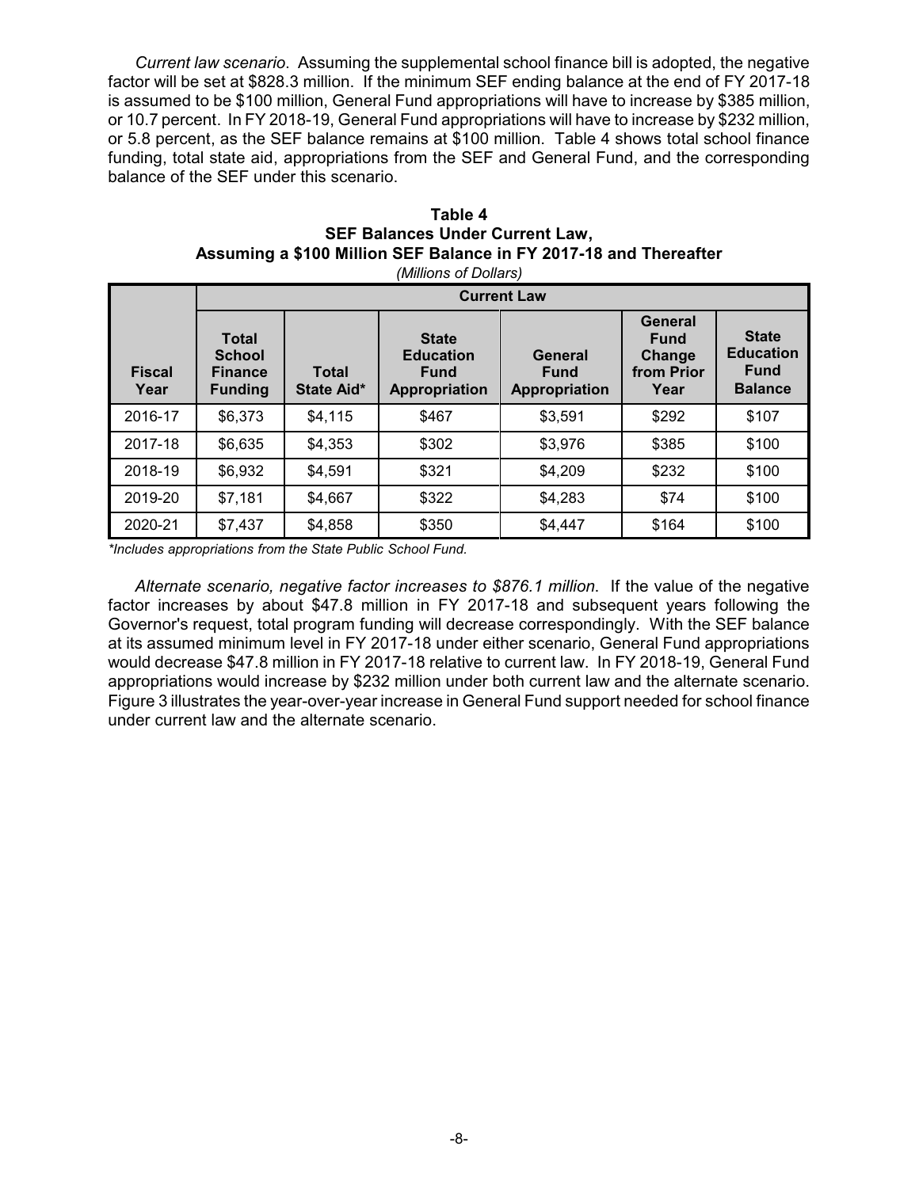*Current law scenario*. Assuming the supplemental school finance bill is adopted, the negative factor will be set at $828.3 million. If the minimum SEF ending balance at the end of FY 2017-18 is assumed to be $100 million, General Fund appropriations will have to increase by $385 million, or 10.7 percent. In FY 2018-19, General Fund appropriations will have to increase by $232 million, or 5.8 percent, as the SEF balance remains at $100 million. Table 4 shows total school finance funding, total state aid, appropriations from the SEF and General Fund, and the corresponding balance of the SEF under this scenario.

**Table 4**
**SEF Balances Under Current Law,**
**Assuming a $100 Million SEF Balance in FY 2017-18 and Thereafter**
*(Millions of Dollars)*

| | Current Law | | | | | |
|---|---|---|---|---|---|---|
| **Fiscal Year** | **Total School Finance Funding** | **Total State Aid*** | **State Education Fund Appropriation** | **General Fund Appropriation** | **General Fund Change from Prior Year** | **State Education Fund Balance** |
| 2016-17 | $6,373 | $4,115 | $467 | $3,591 | $292 | $107 |
| 2017-18 | $6,635 | $4,353 | $302 | $3,976 | $385 | $100 |
| 2018-19 | $6,932 | $4,591 | $321 | $4,209 | $232 | $100 |
| 2019-20 | $7,181 | $4,667 | $322 | $4,283 | $74 | $100 |
| 2020-21 | $7,437 | $4,858 | $350 | $4,447 | $164 | $100 |

*\*Includes appropriations from the State Public School Fund.*

*Alternate scenario, negative factor increases to $876.1 million*. If the value of the negative factor increases by about $47.8 million in FY 2017-18 and subsequent years following the Governor's request, total program funding will decrease correspondingly. With the SEF balance at its assumed minimum level in FY 2017-18 under either scenario, General Fund appropriations would decrease $47.8 million in FY 2017-18 relative to current law. In FY 2018-19, General Fund appropriations would increase by $232 million under both current law and the alternate scenario. Figure 3 illustrates the year-over-year increase in General Fund support needed for school finance under current law and the alternate scenario.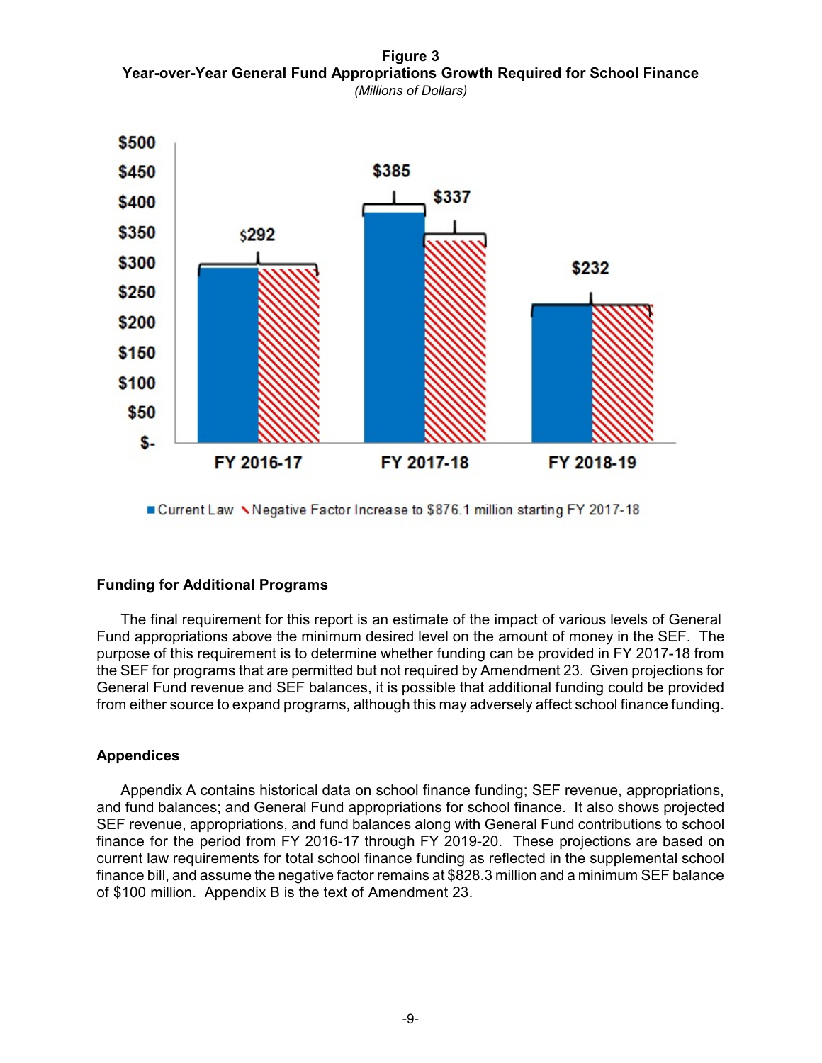**Figure 3**
**Year-over-Year General Fund Appropriations Growth Required for School Finance**
*(Millions of Dollars)*

| | Current Law | Negative Factor Increase to $876.1 million starting FY 2017-18 |
|---|---|---|
| FY 2016-17 | $292 | $292 |
| FY 2017-18 | $385 | $337 |
| FY 2018-19 | $232 | $232 |

### Funding for Additional Programs

The final requirement for this report is an estimate of the impact of various levels of General Fund appropriations above the minimum desired level on the amount of money in the SEF. The purpose of this requirement is to determine whether funding can be provided in FY 2017-18 from the SEF for programs that are permitted but not required by Amendment 23. Given projections for General Fund revenue and SEF balances, it is possible that additional funding could be provided from either source to expand programs, although this may adversely affect school finance funding.

### Appendices

Appendix A contains historical data on school finance funding; SEF revenue, appropriations, and fund balances; and General Fund appropriations for school finance. It also shows projected SEF revenue, appropriations, and fund balances along with General Fund contributions to school finance for the period from FY 2016-17 through FY 2019-20. These projections are based on current law requirements for total school finance funding as reflected in the supplemental school finance bill, and assume the negative factor remains at $828.3 million and a minimum SEF balance of $100 million. Appendix B is the text of Amendment 23.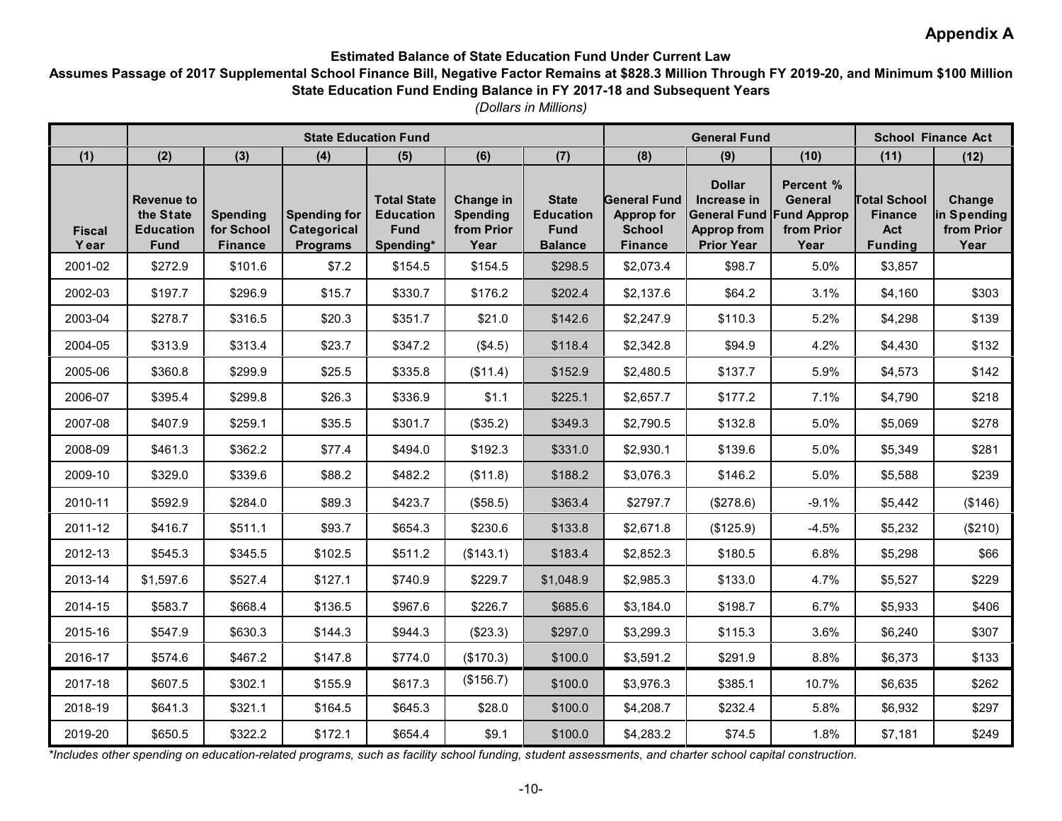**Appendix A**

**Estimated Balance of State Education Fund Under Current Law**
**Assumes Passage of 2017 Supplemental School Finance Bill, Negative Factor Remains at $828.3 Million Through FY 2019-20, and Minimum $100 Million State Education Fund Ending Balance in FY 2017-18 and Subsequent Years**
*(Dollars in Millions)*

| | State Education Fund | | | | | | General Fund | | | School Finance Act | |
|---|---|---|---|---|---|---|---|---|---|---|---|
| (1) | (2) | (3) | (4) | (5) | (6) | (7) | (8) | (9) | (10) | (11) | (12) |
| Fiscal Year | Revenue to the State Education Fund | Spending for School Finance | Spending for Categorical Programs | Total State Education Fund Spending* | Change in Spending from Prior Year | State Education Fund Balance | General Fund Approp for School Finance | Dollar Increase in General Fund Approp from Prior Year | Percent % General Fund Approp from Prior Year | Total School Finance Act Funding | Change in Spending from Prior Year |
| 2001-02 | $272.9 | $101.6 | $7.2 | $154.5 | $154.5 | $298.5 | $2,073.4 | $98.7 | 5.0% | $3,857 | |
| 2002-03 | $197.7 | $296.9 | $15.7 | $330.7 | $176.2 | $202.4 | $2,137.6 | $64.2 | 3.1% | $4,160 | $303 |
| 2003-04 | $278.7 | $316.5 | $20.3 | $351.7 | $21.0 | $142.6 | $2,247.9 | $110.3 | 5.2% | $4,298 | $139 |
| 2004-05 | $313.9 | $313.4 | $23.7 | $347.2 | ($4.5) | $118.4 | $2,342.8 | $94.9 | 4.2% | $4,430 | $132 |
| 2005-06 | $360.8 | $299.9 | $25.5 | $335.8 | ($11.4) | $152.9 | $2,480.5 | $137.7 | 5.9% | $4,573 | $142 |
| 2006-07 | $395.4 | $299.8 | $26.3 | $336.9 | $1.1 | $225.1 | $2,657.7 | $177.2 | 7.1% | $4,790 | $218 |
| 2007-08 | $407.9 | $259.1 | $35.5 | $301.7 | ($35.2) | $349.3 | $2,790.5 | $132.8 | 5.0% | $5,069 | $278 |
| 2008-09 | $461.3 | $362.2 | $77.4 | $494.0 | $192.3 | $331.0 | $2,930.1 | $139.6 | 5.0% | $5,349 | $281 |
| 2009-10 | $329.0 | $339.6 | $88.2 | $482.2 | ($11.8) | $188.2 | $3,076.3 | $146.2 | 5.0% | $5,588 | $239 |
| 2010-11 | $592.9 | $284.0 | $89.3 | $423.7 | ($58.5) | $363.4 | $2797.7 | ($278.6) | -9.1% | $5,442 | ($146) |
| 2011-12 | $416.7 | $511.1 | $93.7 | $654.3 | $230.6 | $133.8 | $2,671.8 | ($125.9) | -4.5% | $5,232 | ($210) |
| 2012-13 | $545.3 | $345.5 | $102.5 | $511.2 | ($143.1) | $183.4 | $2,852.3 | $180.5 | 6.8% | $5,298 | $66 |
| 2013-14 | $1,597.6 | $527.4 | $127.1 | $740.9 | $229.7 | $1,048.9 | $2,985.3 | $133.0 | 4.7% | $5,527 | $229 |
| 2014-15 | $583.7 | $668.4 | $136.5 | $967.6 | $226.7 | $685.6 | $3,184.0 | $198.7 | 6.7% | $5,933 | $406 |
| 2015-16 | $547.9 | $630.3 | $144.3 | $944.3 | ($23.3) | $297.0 | $3,299.3 | $115.3 | 3.6% | $6,240 | $307 |
| 2016-17 | $574.6 | $467.2 | $147.8 | $774.0 | ($170.3) | $100.0 | $3,591.2 | $291.9 | 8.8% | $6,373 | $133 |
| 2017-18 | $607.5 | $302.1 | $155.9 | $617.3 | ($156.7) | $100.0 | $3,976.3 | $385.1 | 10.7% | $6,635 | $262 |
| 2018-19 | $641.3 | $321.1 | $164.5 | $645.3 | $28.0 | $100.0 | $4,208.7 | $232.4 | 5.8% | $6,932 | $297 |
| 2019-20 | $650.5 | $322.2 | $172.1 | $654.4 | $9.1 | $100.0 | $4,283.2 | $74.5 | 1.8% | $7,181 | $249 |

*\*Includes other spending on education-related programs, such as facility school funding, student assessments, and charter school capital construction.*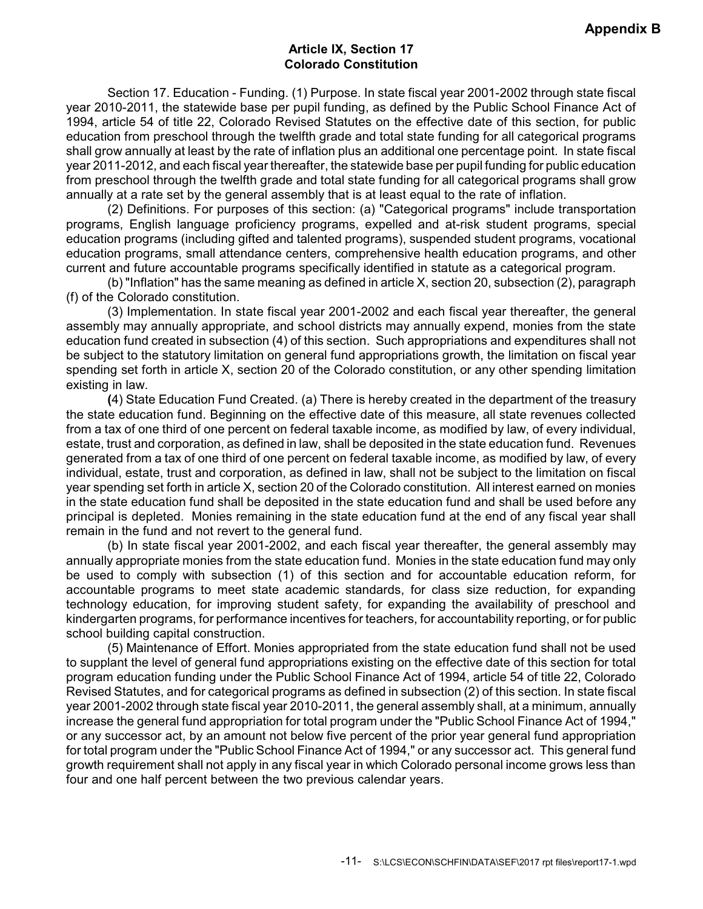**Appendix B**

## Article IX, Section 17
## Colorado Constitution

Section 17. Education - Funding. (1) Purpose. In state fiscal year 2001-2002 through state fiscal year 2010-2011, the statewide base per pupil funding, as defined by the Public School Finance Act of 1994, article 54 of title 22, Colorado Revised Statutes on the effective date of this section, for public education from preschool through the twelfth grade and total state funding for all categorical programs shall grow annually at least by the rate of inflation plus an additional one percentage point. In state fiscal year 2011-2012, and each fiscal year thereafter, the statewide base per pupil funding for public education from preschool through the twelfth grade and total state funding for all categorical programs shall grow annually at a rate set by the general assembly that is at least equal to the rate of inflation.

(2) Definitions. For purposes of this section: (a) "Categorical programs" include transportation programs, English language proficiency programs, expelled and at-risk student programs, special education programs (including gifted and talented programs), suspended student programs, vocational education programs, small attendance centers, comprehensive health education programs, and other current and future accountable programs specifically identified in statute as a categorical program.

(b) "Inflation" has the same meaning as defined in article X, section 20, subsection (2), paragraph (f) of the Colorado constitution.

(3) Implementation. In state fiscal year 2001-2002 and each fiscal year thereafter, the general assembly may annually appropriate, and school districts may annually expend, monies from the state education fund created in subsection (4) of this section. Such appropriations and expenditures shall not be subject to the statutory limitation on general fund appropriations growth, the limitation on fiscal year spending set forth in article X, section 20 of the Colorado constitution, or any other spending limitation existing in law.

(4) State Education Fund Created. (a) There is hereby created in the department of the treasury the state education fund. Beginning on the effective date of this measure, all state revenues collected from a tax of one third of one percent on federal taxable income, as modified by law, of every individual, estate, trust and corporation, as defined in law, shall be deposited in the state education fund. Revenues generated from a tax of one third of one percent on federal taxable income, as modified by law, of every individual, estate, trust and corporation, as defined in law, shall not be subject to the limitation on fiscal year spending set forth in article X, section 20 of the Colorado constitution. All interest earned on monies in the state education fund shall be deposited in the state education fund and shall be used before any principal is depleted. Monies remaining in the state education fund at the end of any fiscal year shall remain in the fund and not revert to the general fund.

(b) In state fiscal year 2001-2002, and each fiscal year thereafter, the general assembly may annually appropriate monies from the state education fund. Monies in the state education fund may only be used to comply with subsection (1) of this section and for accountable education reform, for accountable programs to meet state academic standards, for class size reduction, for expanding technology education, for improving student safety, for expanding the availability of preschool and kindergarten programs, for performance incentives for teachers, for accountability reporting, or for public school building capital construction.

(5) Maintenance of Effort. Monies appropriated from the state education fund shall not be used to supplant the level of general fund appropriations existing on the effective date of this section for total program education funding under the Public School Finance Act of 1994, article 54 of title 22, Colorado Revised Statutes, and for categorical programs as defined in subsection (2) of this section. In state fiscal year 2001-2002 through state fiscal year 2010-2011, the general assembly shall, at a minimum, annually increase the general fund appropriation for total program under the "Public School Finance Act of 1994," or any successor act, by an amount not below five percent of the prior year general fund appropriation for total program under the "Public School Finance Act of 1994," or any successor act. This general fund growth requirement shall not apply in any fiscal year in which Colorado personal income grows less than four and one half percent between the two previous calendar years.